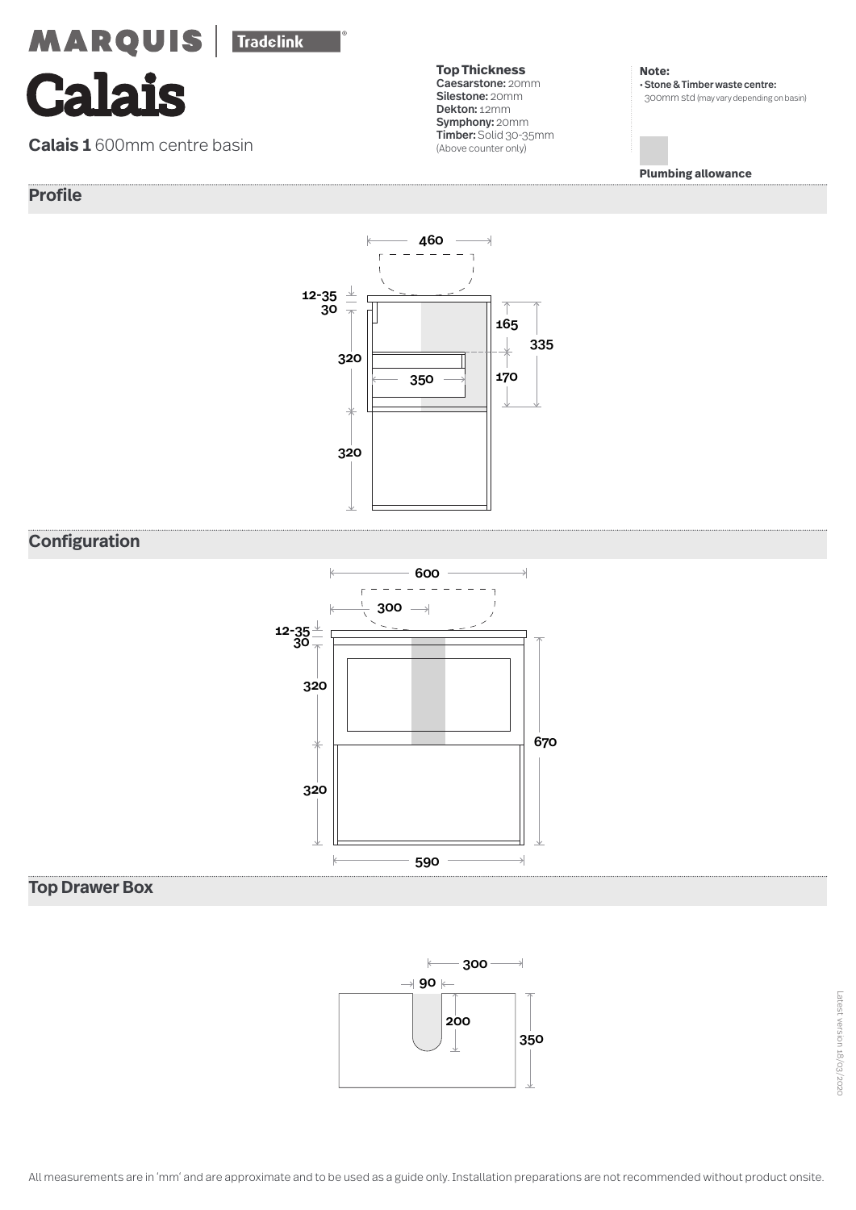MARQUIS | Tradelink

# Calais

**Calais 1** 600mm centre basin

**Top Thickness**
**Caesarstone:** 20mm
**Silestone:** 20mm
**Dekton:** 12mm
**Symphony:** 20mm
**Timber:** Solid 30-35mm
(Above counter only)

**Note:**
- **Stone & Timber waste centre:** 300mm std (may vary depending on basin)

**Plumbing allowance**

## Profile

460
12-35
30
320
320
350
165
170
335

## Configuration

600
300
12-35
30
320
320
670
590

## Top Drawer Box

300
90
200
350

All measurements are in 'mm' and are approximate and to be used as a guide only. Installation preparations are not recommended without product onsite.

Latest version 18/03/2020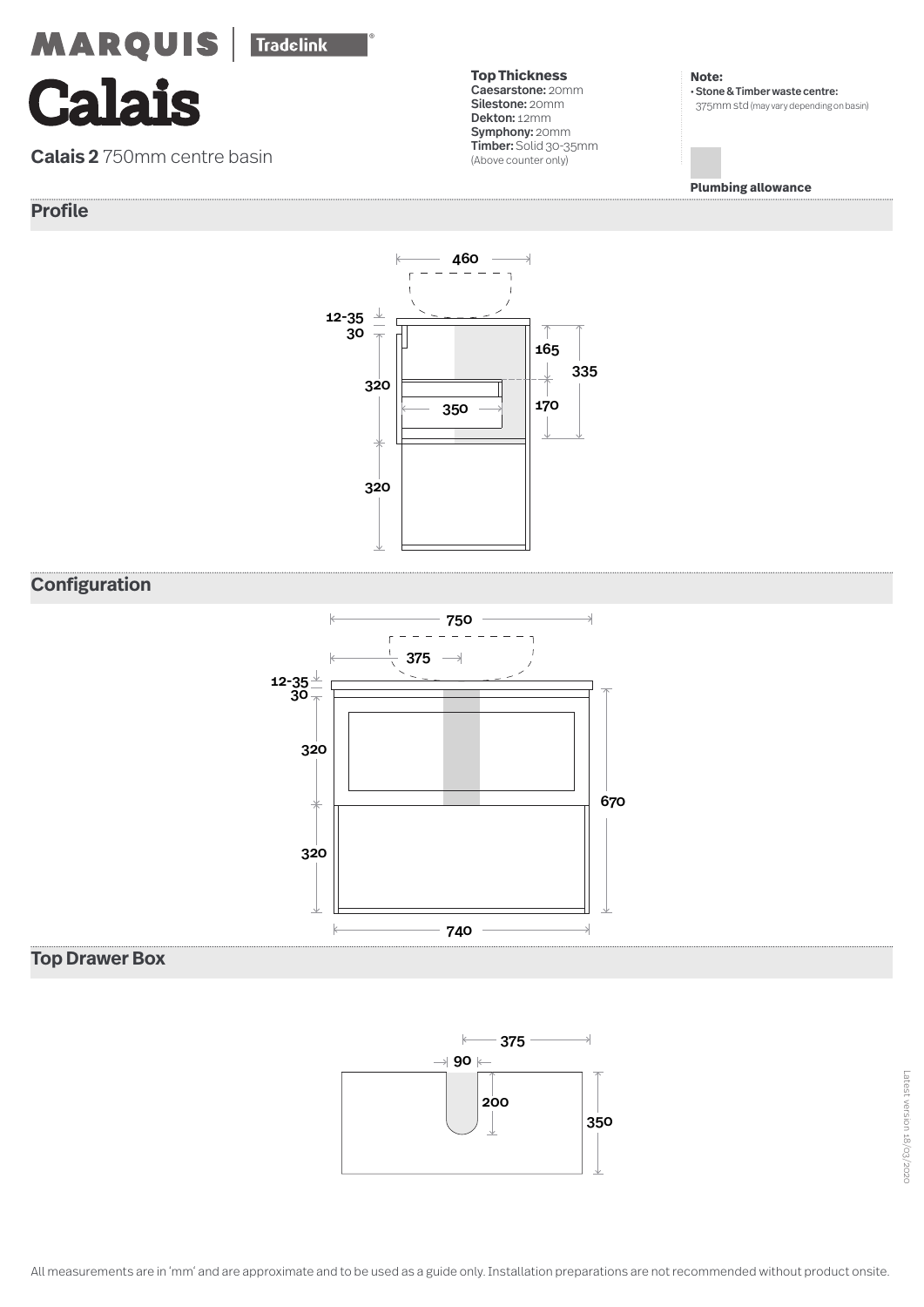MARQUIS | Tradelink®

# Calais

**Calais 2** 750mm centre basin

**Top Thickness**
**Caesarstone:** 20mm
**Silestone:** 20mm
**Dekton:** 12mm
**Symphony:** 20mm
**Timber:** Solid 30-35mm
(Above counter only)

**Note:**
• **Stone & Timber waste centre:** 375mm std (may vary depending on basin)

**Plumbing allowance**

## Profile

460
12-35
30
320
320
165
335
170
350

## Configuration

750
375
12-35
30
320
320
670
740

## Top Drawer Box

375
90
200
350

All measurements are in 'mm' and are approximate and to be used as a guide only. Installation preparations are not recommended without product onsite.

Latest version 18/03/2020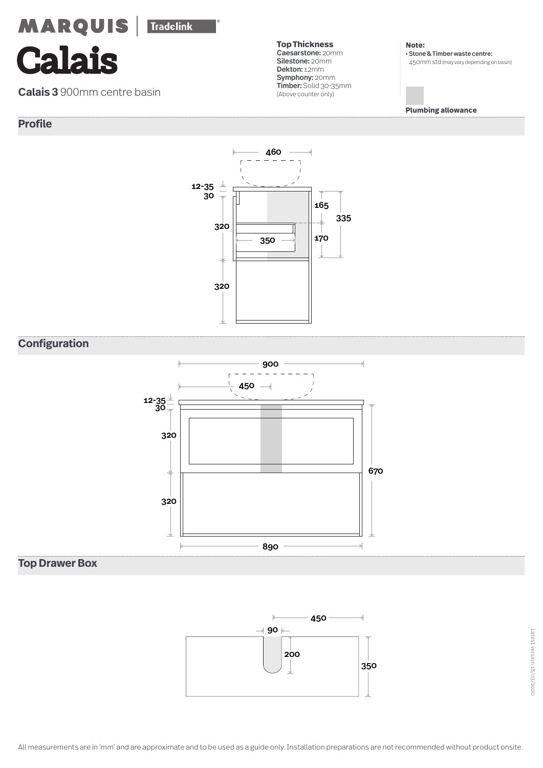MARQUIS | Tradelink®

# Calais

**Calais 3** 900mm centre basin

**Top Thickness**
**Caesarstone:** 20mm
**Silestone:** 20mm
**Dekton:** 12mm
**Symphony:** 20mm
**Timber:** Solid 30-35mm
(Above counter only)

**Note:**
• **Stone & Timber waste centre:**
450mm std (may vary depending on basin)

**Plumbing allowance**

## Profile

460

12-35
30

320

320

165

335

170

350

## Configuration

900

450

12-35
30

320

320

670

890

## Top Drawer Box

450

90

200

350

Latest version 18/03/2020

All measurements are in 'mm' and are approximate and to be used as a guide only. Installation preparations are not recommended without product onsite.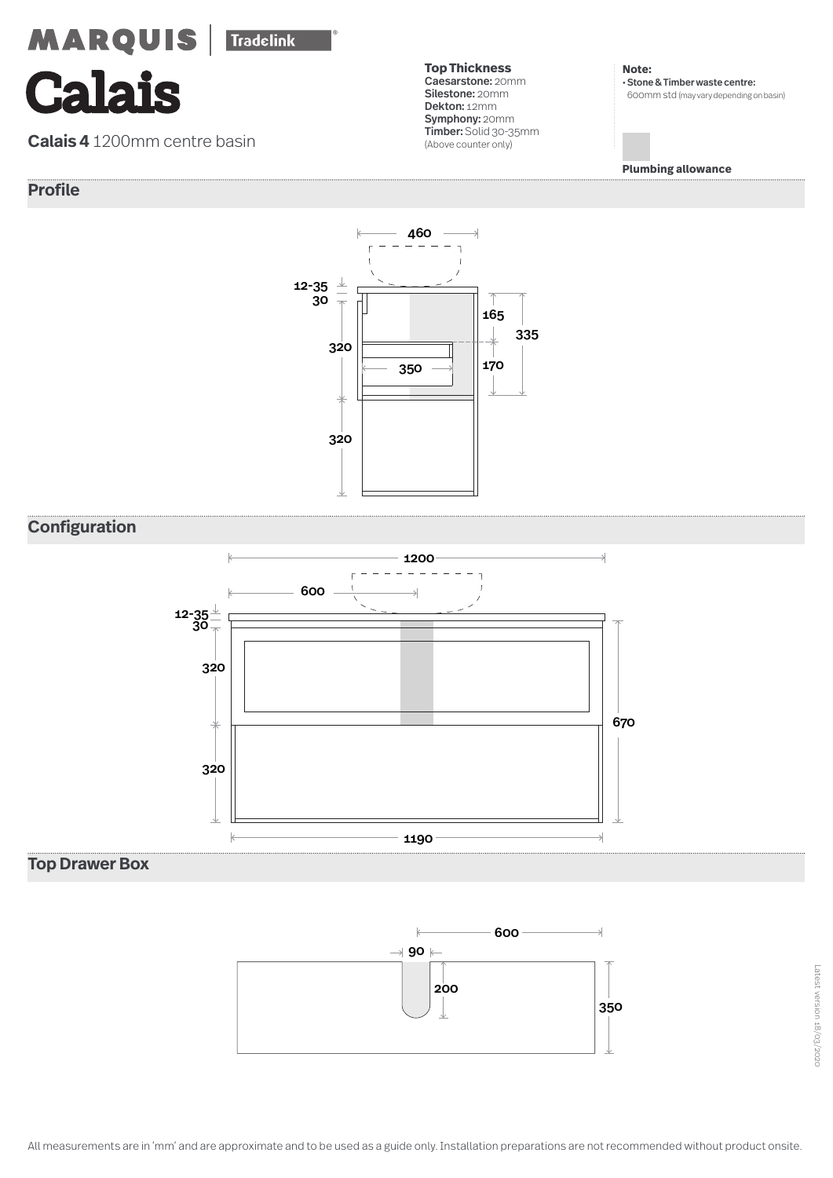**MARQUIS** | **Tradelink**®

# Calais

**Calais 4** 1200mm centre basin

**Top Thickness**
**Caesarstone:** 20mm
**Silestone:** 20mm
**Dekton:** 12mm
**Symphony:** 20mm
**Timber:** Solid 30-35mm
(Above counter only)

**Note:**
- **Stone & Timber waste centre:** 600mm std (may vary depending on basin)

**Plumbing allowance**

## Profile

460

12-35
30

320

320

165

335

170

350

## Configuration

1200

600

12-35
30

320

320

670

1190

## Top Drawer Box

600

90

200

350

All measurements are in 'mm' and are approximate and to be used as a guide only. Installation preparations are not recommended without product onsite.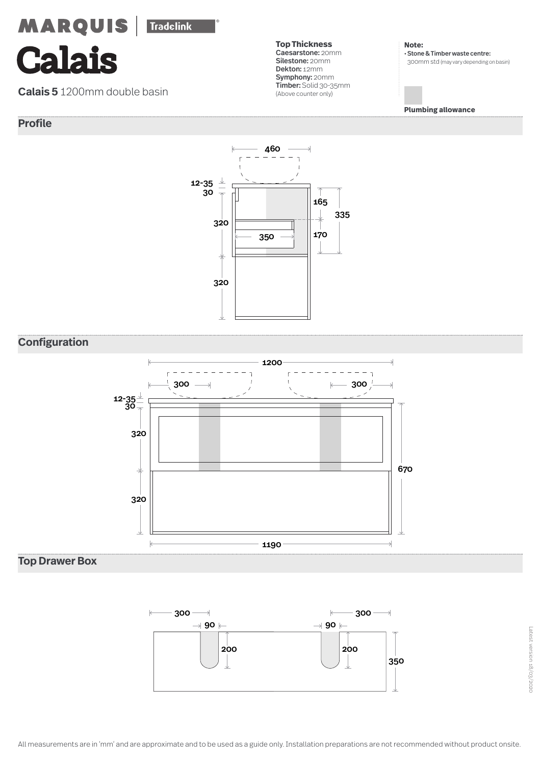MARQUIS | Tradelink®

# Calais

**Calais 5** 1200mm double basin

**Top Thickness**
**Caesarstone:** 20mm
**Silestone:** 20mm
**Dekton:** 12mm
**Symphony:** 20mm
**Timber:** Solid 30-35mm
(Above counter only)

**Note:**
- **Stone & Timber waste centre:** 300mm std (may vary depending on basin)

**Plumbing allowance**

## Profile

460

12-35
30

320

320

350

165

335

170

## Configuration

1200

300

300

12-35
30

320

320

670

1190

## Top Drawer Box

300

300

90

90

200

200

350

All measurements are in 'mm' and are approximate and to be used as a guide only. Installation preparations are not recommended without product onsite.

Latest version 18/03/2020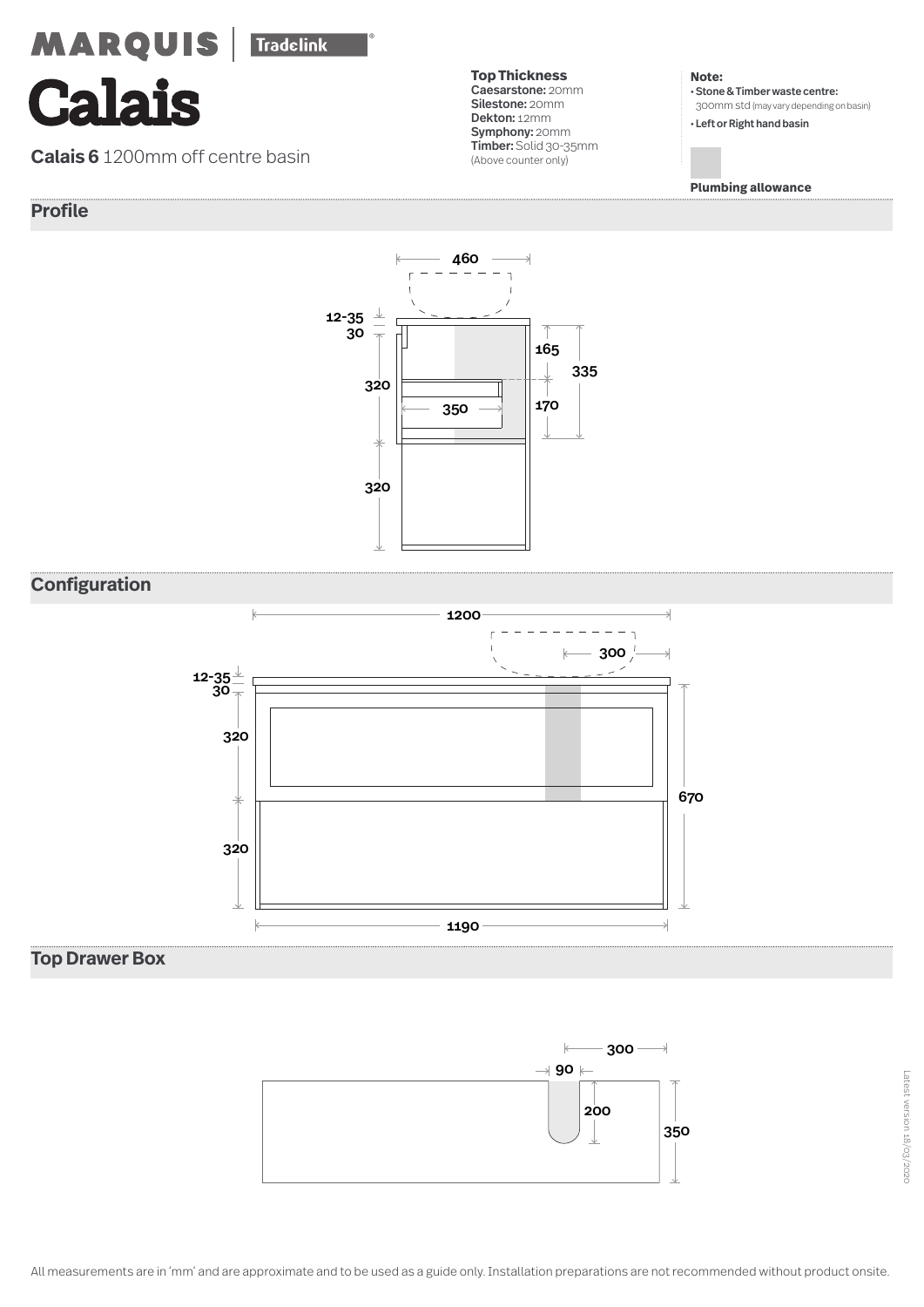MARQUIS | Tradelink®

# Calais

**Calais 6** 1200mm off centre basin

**Top Thickness**
**Caesarstone:** 20mm
**Silestone:** 20mm
**Dekton:** 12mm
**Symphony:** 20mm
**Timber:** Solid 30-35mm
(Above counter only)

**Note:**
- **Stone & Timber waste centre:** 300mm std (may vary depending on basin)
- **Left or Right hand basin**

**Plumbing allowance**

## Profile

460

12-35
30

320

320

350

165

335

170

## Configuration

1200

300

12-35
30

320

320

670

1190

## Top Drawer Box

300

90

200

350

All measurements are in 'mm' and are approximate and to be used as a guide only. Installation preparations are not recommended without product onsite.

Latest version 18/03/2020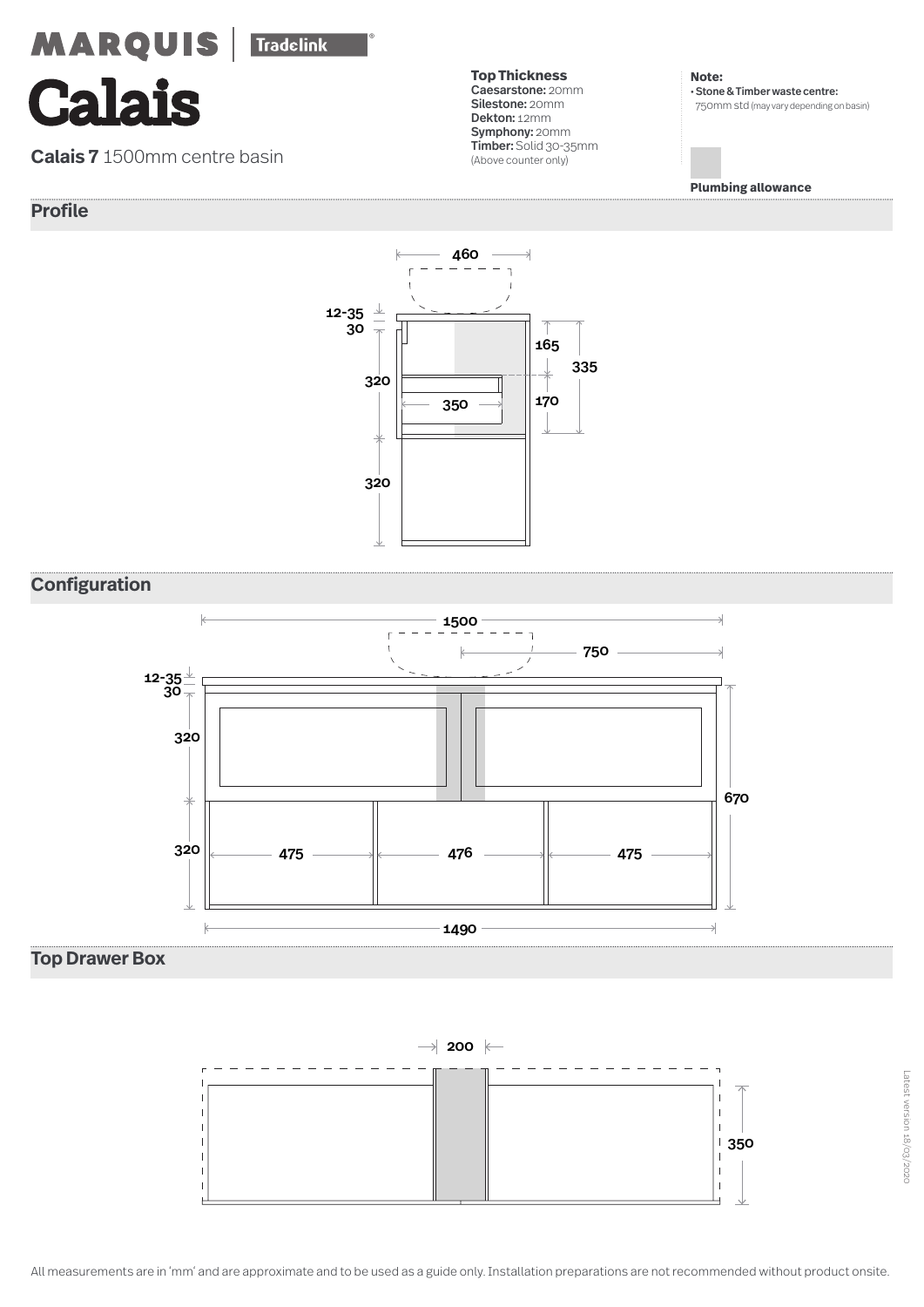MARQUIS | Tradelink

# Calais

**Calais 7** 1500mm centre basin

**Top Thickness**
**Caesarstone:** 20mm
**Silestone:** 20mm
**Dekton:** 12mm
**Symphony:** 20mm
**Timber:** Solid 30-35mm
(Above counter only)

**Note:**
• **Stone & Timber waste centre:** 750mm std (may vary depending on basin)

**Plumbing allowance**

## Profile

460

12-35
30

320

320

165

335

170

350

## Configuration

1500

750

12-35
30

320

320

670

475

476

475

1490

## Top Drawer Box

200

350

All measurements are in 'mm' and are approximate and to be used as a guide only. Installation preparations are not recommended without product onsite.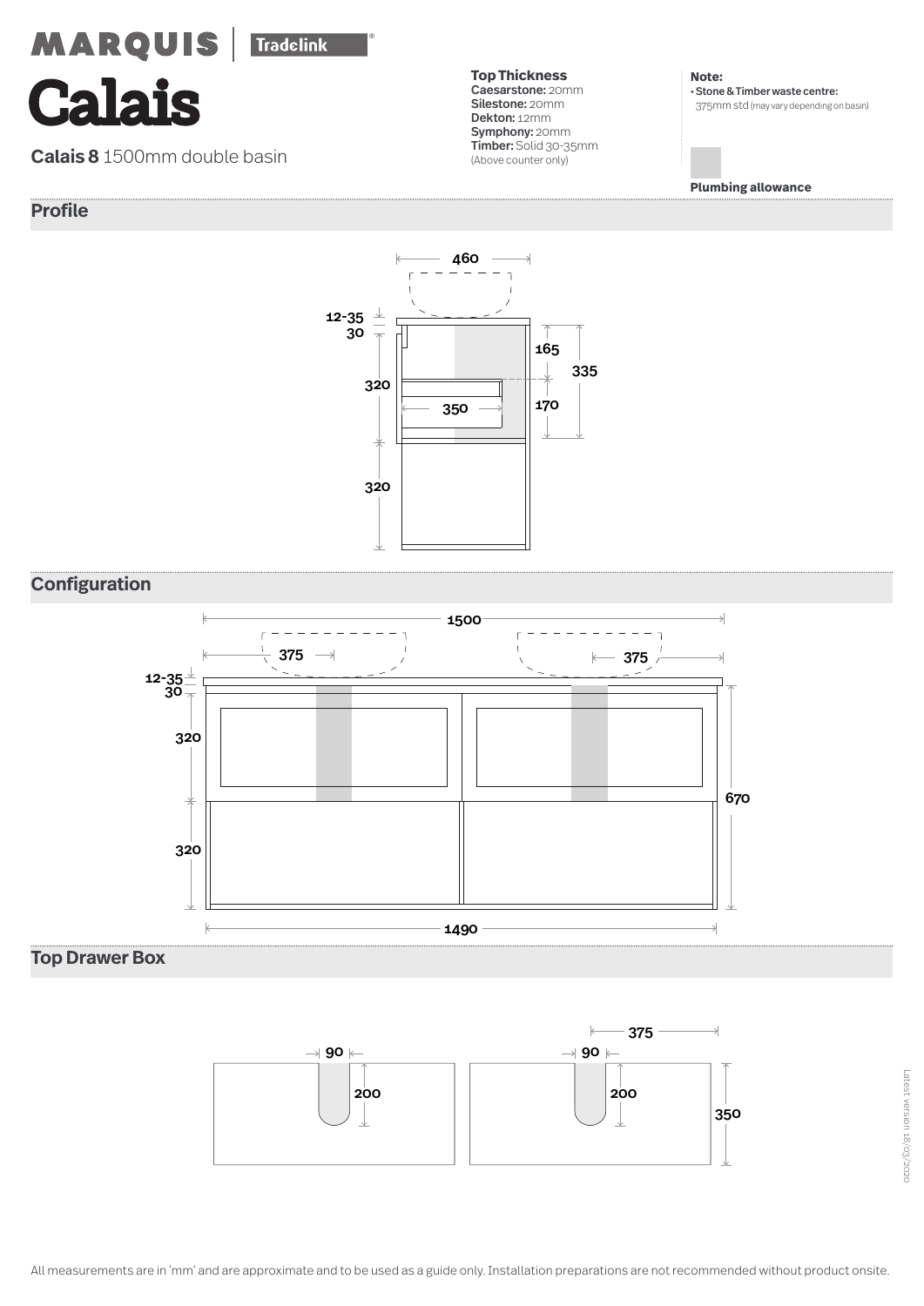MARQUIS | Tradelink

# Calais

**Calais 8** 1500mm double basin

**Top Thickness**
**Caesarstone:** 20mm
**Silestone:** 20mm
**Dekton:** 12mm
**Symphony:** 20mm
**Timber:** Solid 30-35mm
(Above counter only)

**Note:**
• **Stone & Timber waste centre:** 375mm std (may vary depending on basin)

**Plumbing allowance**

## Profile

460
12-35
30
320
320
350
165
170
335

## Configuration

1500
375
375
12-35
30
320
320
670
1490

## Top Drawer Box

90
200
90
200
375
350

All measurements are in 'mm' and are approximate and to be used as a guide only. Installation preparations are not recommended without product onsite.

Latest version 18/03/2020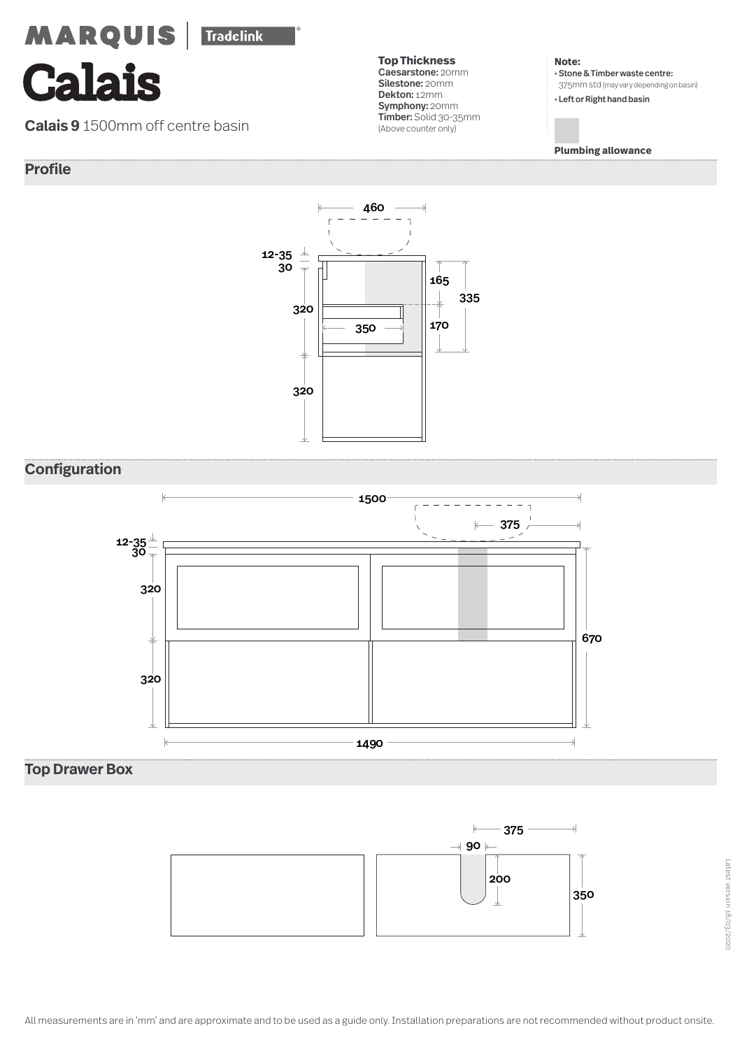MARQUIS | Tradelink

# Calais

**Calais 9** 1500mm off centre basin

**Top Thickness**
**Caesarstone:** 20mm
**Silestone:** 20mm
**Dekton:** 12mm
**Symphony:** 20mm
**Timber:** Solid 30-35mm
(Above counter only)

**Note:**
- **Stone & Timber waste centre:** 375mm std (may vary depending on basin)
- **Left or Right hand basin**

**Plumbing allowance**

## Profile

460

12-35
30

320

320

350

165

170

335

## Configuration

1500

375

12-35
30

320

320

670

1490

## Top Drawer Box

375

90

200

350

Latest version 18/03/2020

All measurements are in 'mm' and are approximate and to be used as a guide only. Installation preparations are not recommended without product onsite.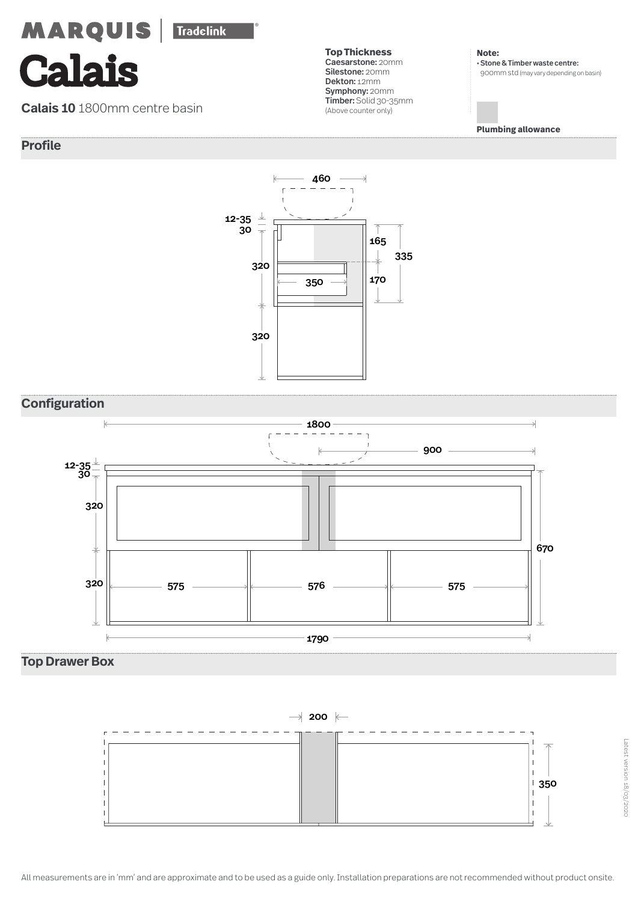MARQUIS | Tradelink

# Calais

**Calais 10** 1800mm centre basin

**Top Thickness**
**Caesarstone:** 20mm
**Silestone:** 20mm
**Dekton:** 12mm
**Symphony:** 20mm
**Timber:** Solid 30-35mm
(Above counter only)

**Note:**
- **Stone & Timber waste centre:** 900mm std (may vary depending on basin)

**Plumbing allowance**

## Profile

460
12-35
30
320
320
165
335
170
350

## Configuration

1800
900
12-35
30
320
320
575
576
575
670
1790

## Top Drawer Box

200
350

All measurements are in 'mm' and are approximate and to be used as a guide only. Installation preparations are not recommended without product onsite.

Latest version 18/03/2020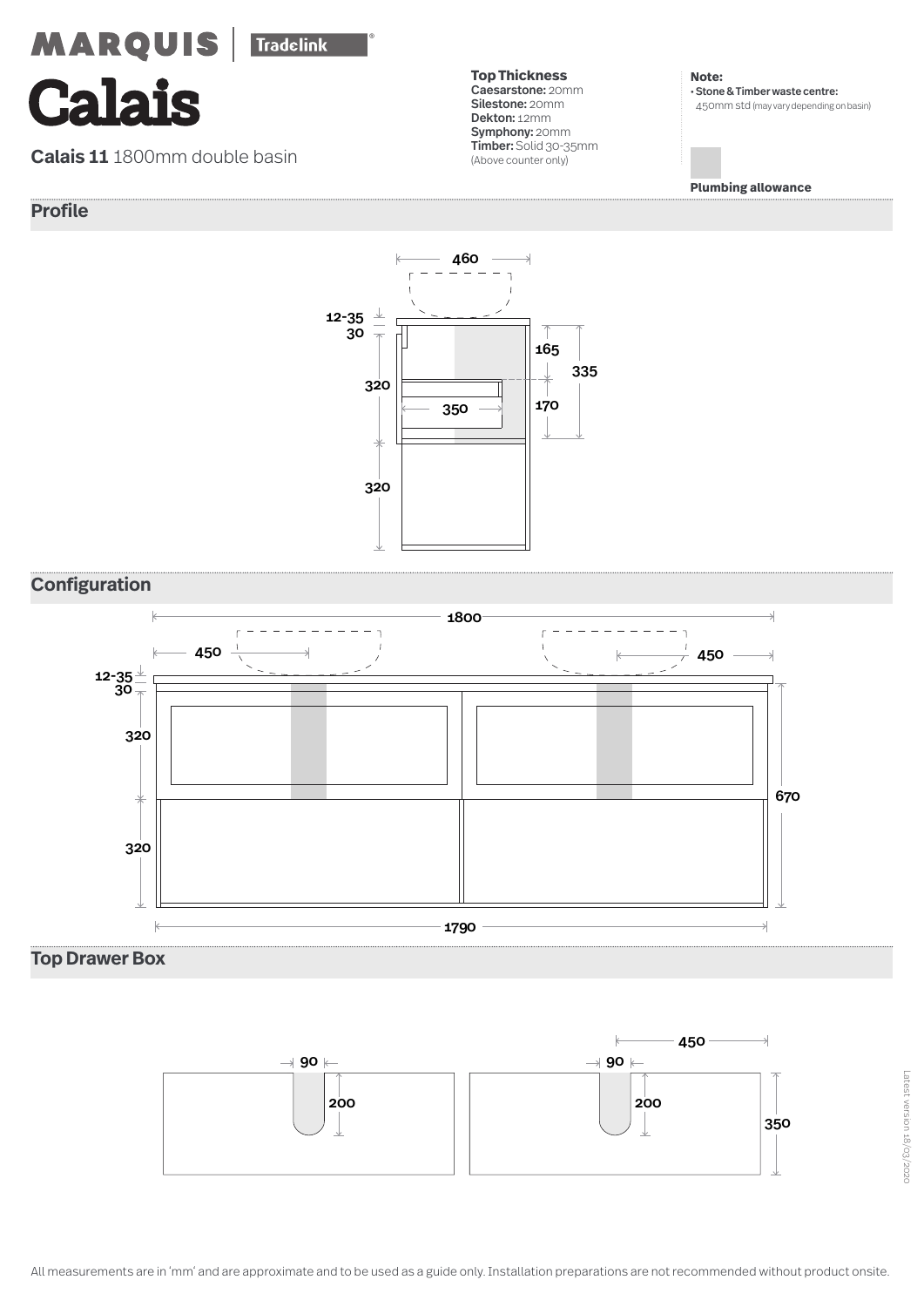MARQUIS | Tradelink

# Calais

**Calais 11** 1800mm double basin

**Top Thickness**
**Caesarstone:** 20mm
**Silestone:** 20mm
**Dekton:** 12mm
**Symphony:** 20mm
**Timber:** Solid 30-35mm
(Above counter only)

**Note:**
- **Stone & Timber waste centre:** 450mm std (may vary depending on basin)

**Plumbing allowance**

## Profile

460
12-35
30
320
320
165
335
170
350

## Configuration

1800
450
450
12-35
30
320
320
670
1790

## Top Drawer Box

90
200
90
200
450
350

All measurements are in 'mm' and are approximate and to be used as a guide only. Installation preparations are not recommended without product onsite.

Latest version 18/03/2020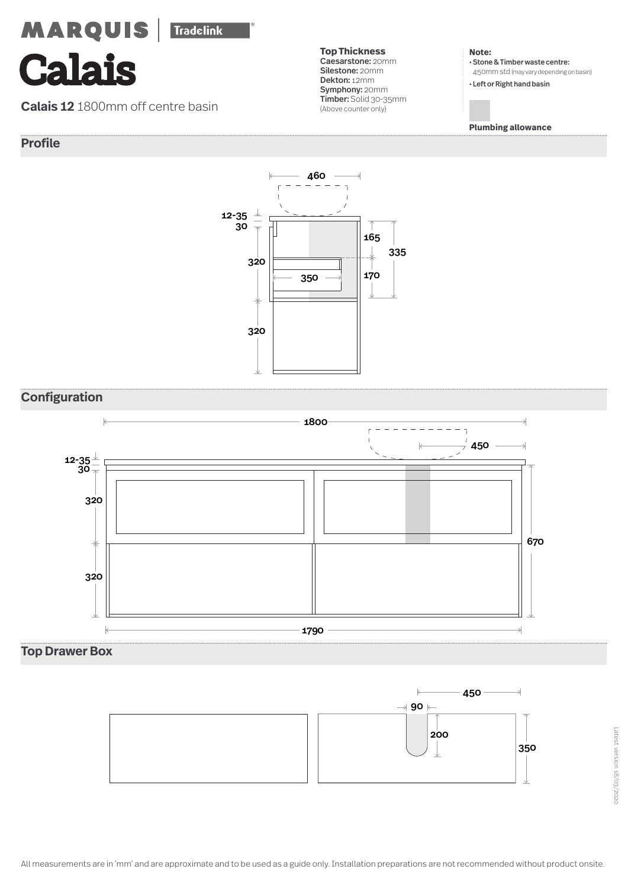MARQUIS | Tradelink®

# Calais

**Calais 12** 1800mm off centre basin

**Top Thickness**
**Caesarstone:** 20mm
**Silestone:** 20mm
**Dekton:** 12mm
**Symphony:** 20mm
**Timber:** Solid 30-35mm
(Above counter only)

**Note:**
- **Stone & Timber waste centre:** 450mm std (may vary depending on basin)
- **Left or Right hand basin**

**Plumbing allowance**

## Profile

460
12-35
30
320
350
320
165
335
170

## Configuration

1800
450
12-35
30
320
320
670
1790

## Top Drawer Box

450
90
200
350

Latest version 18/03/2020

All measurements are in 'mm' and are approximate and to be used as a guide only. Installation preparations are not recommended without product onsite.